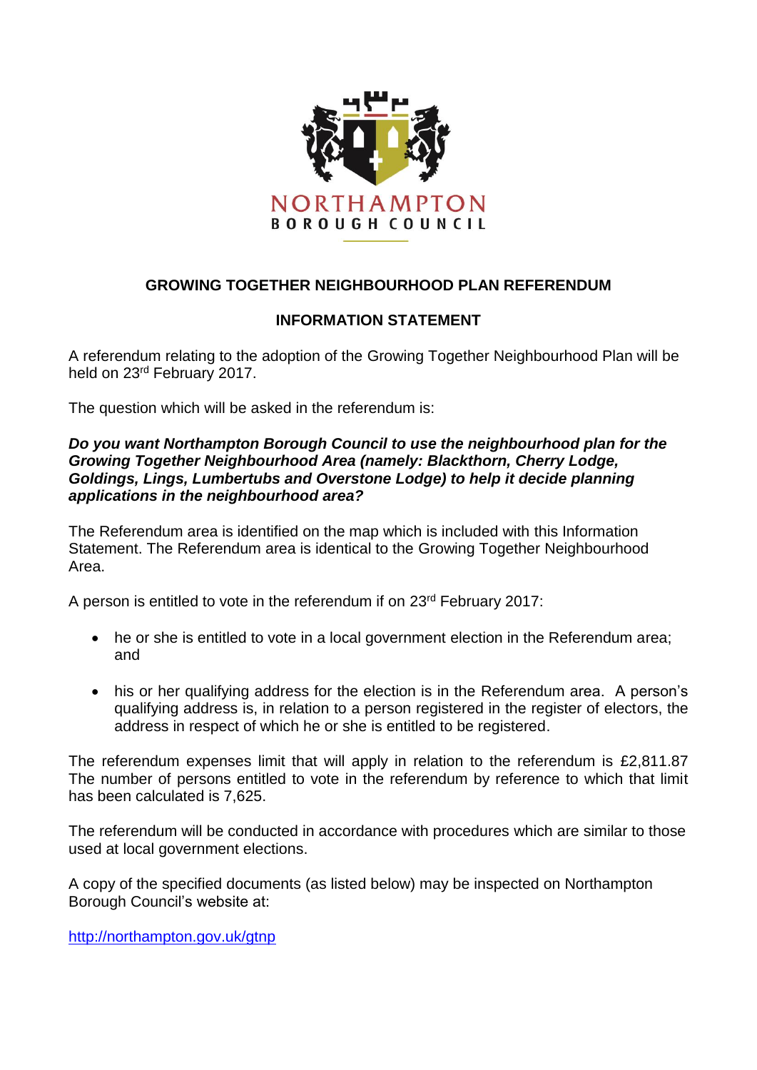NORTHAMPTON
BOROUGH COUNCIL

## GROWING TOGETHER NEIGHBOURHOOD PLAN REFERENDUM

## INFORMATION STATEMENT

A referendum relating to the adoption of the Growing Together Neighbourhood Plan will be held on 23rd February 2017.

The question which will be asked in the referendum is:

***Do you want Northampton Borough Council to use the neighbourhood plan for the Growing Together Neighbourhood Area (namely: Blackthorn, Cherry Lodge, Goldings, Lings, Lumbertubs and Overstone Lodge) to help it decide planning applications in the neighbourhood area?***

The Referendum area is identified on the map which is included with this Information Statement. The Referendum area is identical to the Growing Together Neighbourhood Area.

A person is entitled to vote in the referendum if on 23rd February 2017:

- he or she is entitled to vote in a local government election in the Referendum area; and
- his or her qualifying address for the election is in the Referendum area. A person's qualifying address is, in relation to a person registered in the register of electors, the address in respect of which he or she is entitled to be registered.

The referendum expenses limit that will apply in relation to the referendum is £2,811.87 The number of persons entitled to vote in the referendum by reference to which that limit has been calculated is 7,625.

The referendum will be conducted in accordance with procedures which are similar to those used at local government elections.

A copy of the specified documents (as listed below) may be inspected on Northampton Borough Council's website at:

http://northampton.gov.uk/gtnp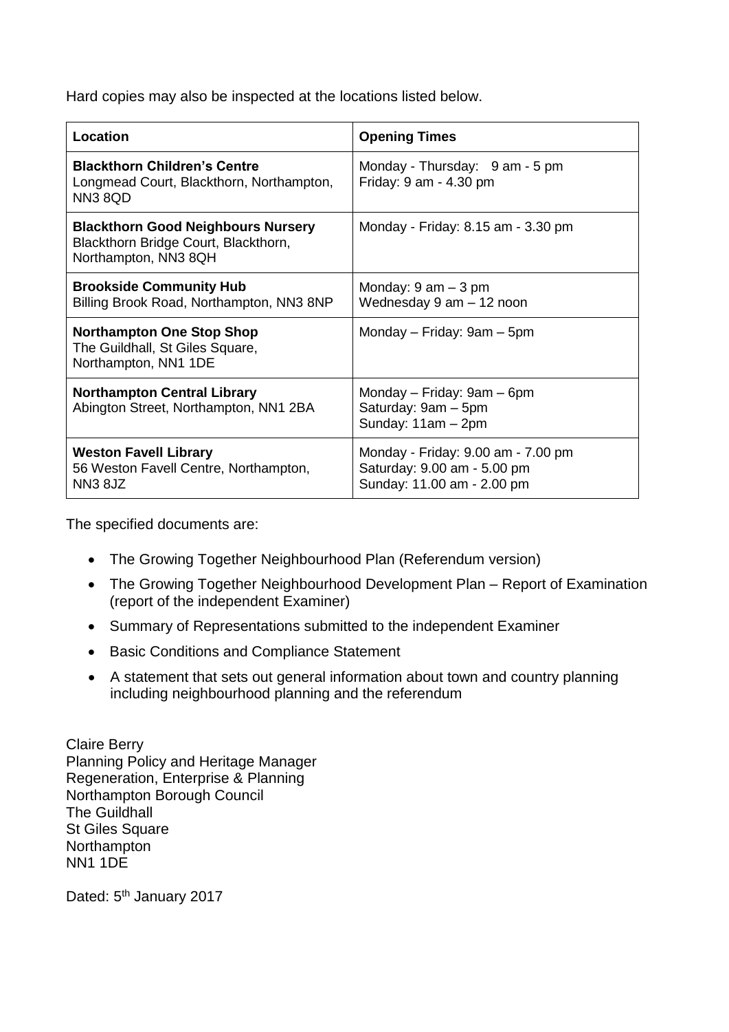Hard copies may also be inspected at the locations listed below.

| Location | Opening Times |
| --- | --- |
| **Blackthorn Children's Centre**<br>Longmead Court, Blackthorn, Northampton, NN3 8QD | Monday - Thursday: 9 am - 5 pm<br>Friday: 9 am - 4.30 pm |
| **Blackthorn Good Neighbours Nursery**<br>Blackthorn Bridge Court, Blackthorn, Northampton, NN3 8QH | Monday - Friday: 8.15 am - 3.30 pm |
| **Brookside Community Hub**<br>Billing Brook Road, Northampton, NN3 8NP | Monday: 9 am – 3 pm<br>Wednesday 9 am – 12 noon |
| **Northampton One Stop Shop**<br>The Guildhall, St Giles Square, Northampton, NN1 1DE | Monday – Friday: 9am – 5pm |
| **Northampton Central Library**<br>Abington Street, Northampton, NN1 2BA | Monday – Friday: 9am – 6pm<br>Saturday: 9am – 5pm<br>Sunday: 11am – 2pm |
| **Weston Favell Library**<br>56 Weston Favell Centre, Northampton, NN3 8JZ | Monday - Friday: 9.00 am - 7.00 pm<br>Saturday: 9.00 am - 5.00 pm<br>Sunday: 11.00 am - 2.00 pm |

The specified documents are:

- The Growing Together Neighbourhood Plan (Referendum version)
- The Growing Together Neighbourhood Development Plan – Report of Examination (report of the independent Examiner)
- Summary of Representations submitted to the independent Examiner
- Basic Conditions and Compliance Statement
- A statement that sets out general information about town and country planning including neighbourhood planning and the referendum

Claire Berry
Planning Policy and Heritage Manager
Regeneration, Enterprise & Planning
Northampton Borough Council
The Guildhall
St Giles Square
Northampton
NN1 1DE

Dated: 5th January 2017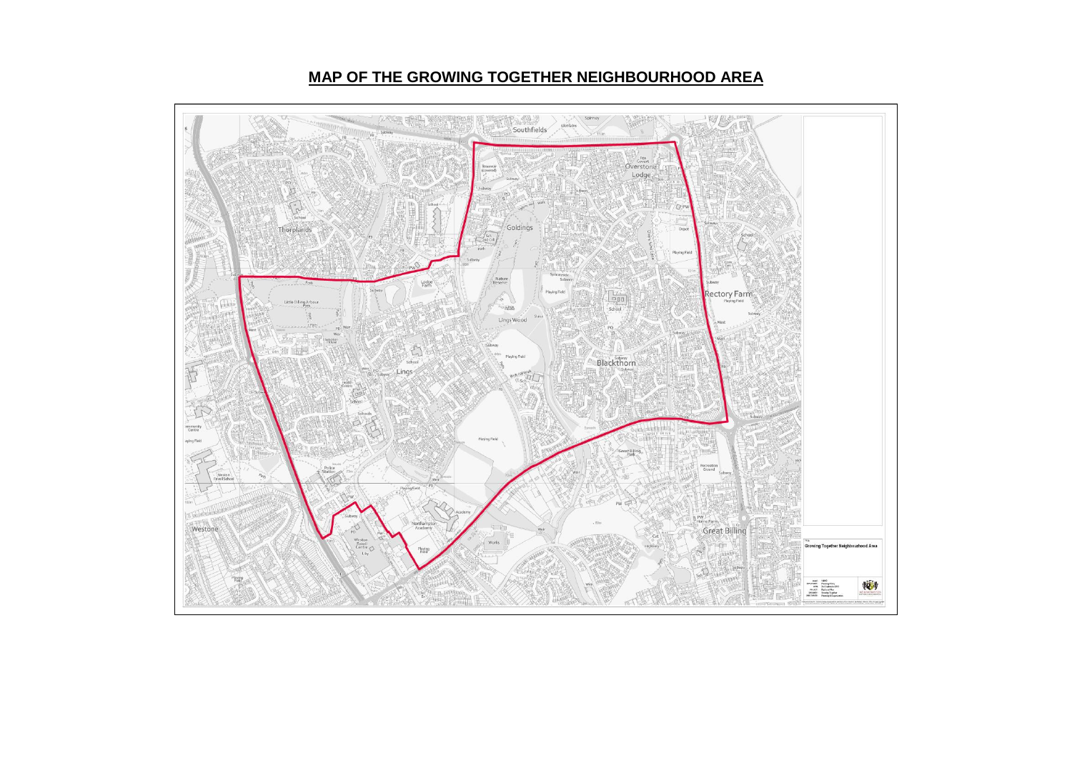# MAP OF THE GROWING TOGETHER NEIGHBOURHOOD AREA